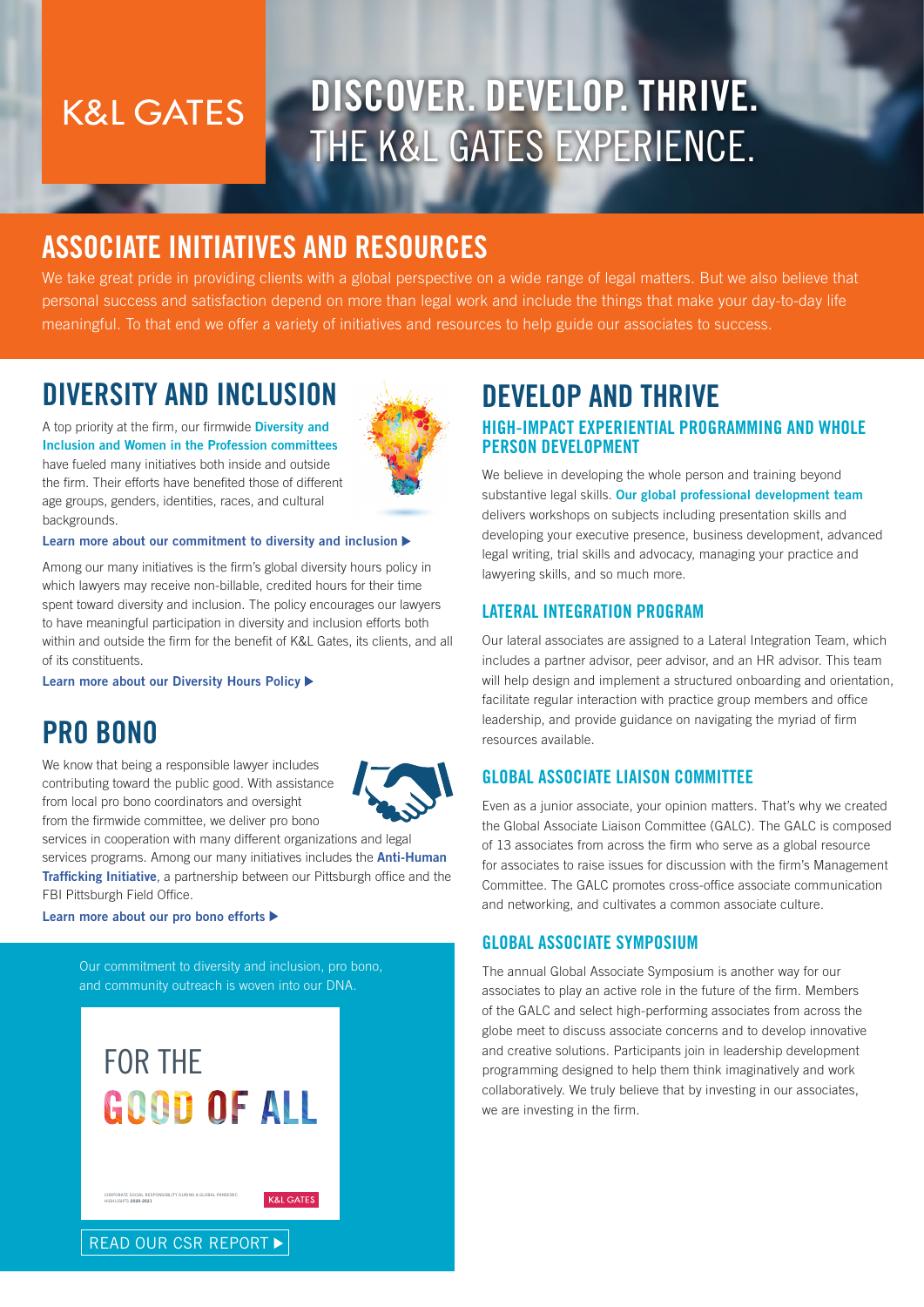K&L GATES

# DISCOVER. DEVELOP. THRIVE. THE K&L GATES EXPERIENCE.

## ASSOCIATE INITIATIVES AND RESOURCES

We take great pride in providing clients with a global perspective on a wide range of legal matters. But we also believe that personal success and satisfaction depend on more than legal work and include the things that make your day-to-day life meaningful. To that end we offer a variety of initiatives and resources to help guide our associates to success.

## DIVERSITY AND INCLUSION

A top priority at the firm, our firmwide **Diversity and Inclusion and Women in the Profession committees** have fueled many initiatives both inside and outside the firm. Their efforts have benefited those of different age groups, genders, identities, races, and cultural backgrounds.

**Learn more about our commitment to diversity and inclusion ▶**

Among our many initiatives is the firm's global diversity hours policy in which lawyers may receive non-billable, credited hours for their time spent toward diversity and inclusion. The policy encourages our lawyers to have meaningful participation in diversity and inclusion efforts both within and outside the firm for the benefit of K&L Gates, its clients, and all of its constituents.

**Learn more about our Diversity Hours Policy ▶**

## PRO BONO

We know that being a responsible lawyer includes contributing toward the public good. With assistance from local pro bono coordinators and oversight from the firmwide committee, we deliver pro bono services in cooperation with many different organizations and legal services programs. Among our many initiatives includes the **Anti-Human Trafficking Initiative**, a partnership between our Pittsburgh office and the FBI Pittsburgh Field Office.

**Learn more about our pro bono efforts ▶**

Our commitment to diversity and inclusion, pro bono, and community outreach is woven into our DNA.

FOR THE GOOD OF ALL

CORPORATE SOCIAL RESPONSIBILITY DURING A GLOBAL PANDEMIC HIGHLIGHTS 2020-2021

K&L GATES

READ OUR CSR REPORT ▶

## DEVELOP AND THRIVE

### HIGH-IMPACT EXPERIENTIAL PROGRAMMING AND WHOLE PERSON DEVELOPMENT

We believe in developing the whole person and training beyond substantive legal skills. **Our global professional development team** delivers workshops on subjects including presentation skills and developing your executive presence, business development, advanced legal writing, trial skills and advocacy, managing your practice and lawyering skills, and so much more.

### LATERAL INTEGRATION PROGRAM

Our lateral associates are assigned to a Lateral Integration Team, which includes a partner advisor, peer advisor, and an HR advisor. This team will help design and implement a structured onboarding and orientation, facilitate regular interaction with practice group members and office leadership, and provide guidance on navigating the myriad of firm resources available.

### GLOBAL ASSOCIATE LIAISON COMMITTEE

Even as a junior associate, your opinion matters. That's why we created the Global Associate Liaison Committee (GALC). The GALC is composed of 13 associates from across the firm who serve as a global resource for associates to raise issues for discussion with the firm's Management Committee. The GALC promotes cross-office associate communication and networking, and cultivates a common associate culture.

### GLOBAL ASSOCIATE SYMPOSIUM

The annual Global Associate Symposium is another way for our associates to play an active role in the future of the firm. Members of the GALC and select high-performing associates from across the globe meet to discuss associate concerns and to develop innovative and creative solutions. Participants join in leadership development programming designed to help them think imaginatively and work collaboratively. We truly believe that by investing in our associates, we are investing in the firm.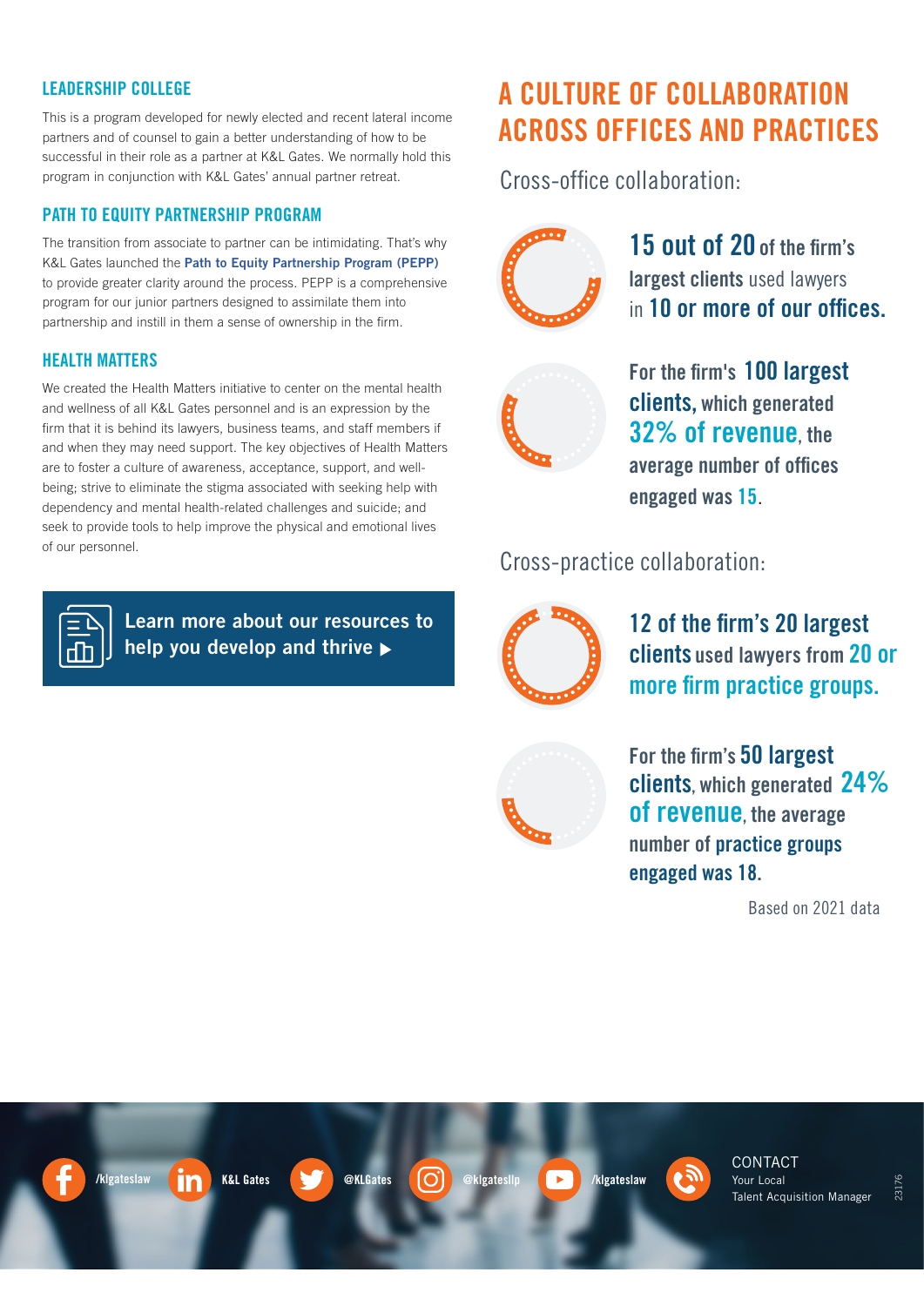## LEADERSHIP COLLEGE

This is a program developed for newly elected and recent lateral income partners and of counsel to gain a better understanding of how to be successful in their role as a partner at K&L Gates. We normally hold this program in conjunction with K&L Gates' annual partner retreat.

## PATH TO EQUITY PARTNERSHIP PROGRAM

The transition from associate to partner can be intimidating. That's why K&L Gates launched the **Path to Equity Partnership Program (PEPP)** to provide greater clarity around the process. PEPP is a comprehensive program for our junior partners designed to assimilate them into partnership and instill in them a sense of ownership in the firm.

## HEALTH MATTERS

We created the Health Matters initiative to center on the mental health and wellness of all K&L Gates personnel and is an expression by the firm that it is behind its lawyers, business teams, and staff members if and when they may need support. The key objectives of Health Matters are to foster a culture of awareness, acceptance, support, and well-being; strive to eliminate the stigma associated with seeking help with dependency and mental health-related challenges and suicide; and seek to provide tools to help improve the physical and emotional lives of our personnel.

**Learn more about our resources to help you develop and thrive ▶**

# A CULTURE OF COLLABORATION ACROSS OFFICES AND PRACTICES

### Cross-office collaboration:

**15 out of 20** of the firm's **largest clients** used lawyers in **10 or more of our offices.**

For the firm's **100 largest clients,** which generated **32% of revenue**, the average number of offices engaged was **15**.

### Cross-practice collaboration:

**12 of the firm's 20 largest clients** used lawyers from **20 or more firm practice groups.**

For the firm's **50 largest clients**, which generated **24% of revenue**, the average number of practice groups engaged was **18**.

Based on 2021 data

/klgateslaw

K&L Gates

@KLGates

@klgatesllp

/klgateslaw

CONTACT
Your Local
Talent Acquisition Manager